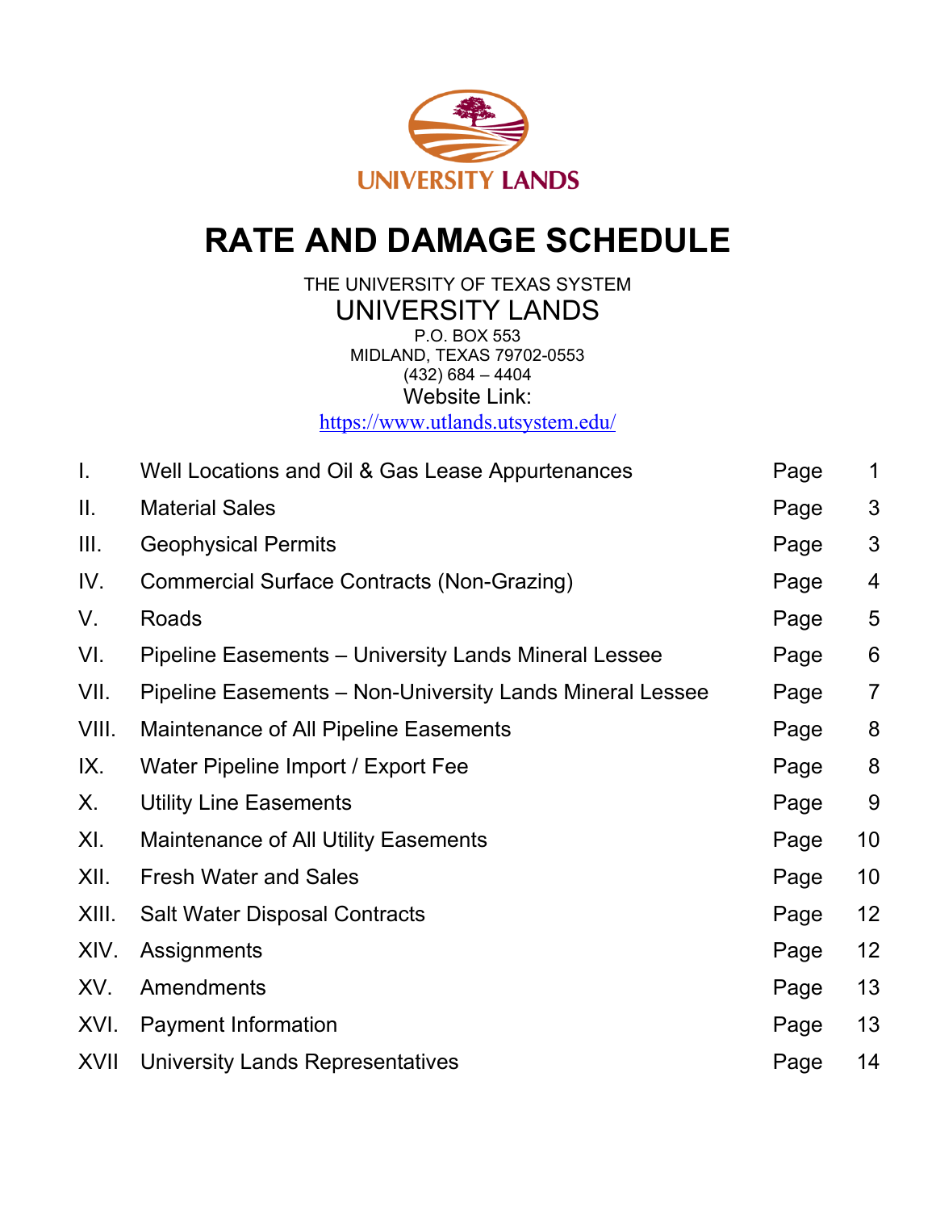UNIVERSITY LANDS

# RATE AND DAMAGE SCHEDULE

THE UNIVERSITY OF TEXAS SYSTEM

UNIVERSITY LANDS

P.O. BOX 553

MIDLAND, TEXAS 79702-0553

(432) 684 – 4404

Website Link:

https://www.utlands.utsystem.edu/

| | | | |
|---|---|---|---|
| I. | Well Locations and Oil & Gas Lease Appurtenances | Page | 1 |
| II. | Material Sales | Page | 3 |
| III. | Geophysical Permits | Page | 3 |
| IV. | Commercial Surface Contracts (Non-Grazing) | Page | 4 |
| V. | Roads | Page | 5 |
| VI. | Pipeline Easements – University Lands Mineral Lessee | Page | 6 |
| VII. | Pipeline Easements – Non-University Lands Mineral Lessee | Page | 7 |
| VIII. | Maintenance of All Pipeline Easements | Page | 8 |
| IX. | Water Pipeline Import / Export Fee | Page | 8 |
| X. | Utility Line Easements | Page | 9 |
| XI. | Maintenance of All Utility Easements | Page | 10 |
| XII. | Fresh Water and Sales | Page | 10 |
| XIII. | Salt Water Disposal Contracts | Page | 12 |
| XIV. | Assignments | Page | 12 |
| XV. | Amendments | Page | 13 |
| XVI. | Payment Information | Page | 13 |
| XVII | University Lands Representatives | Page | 14 |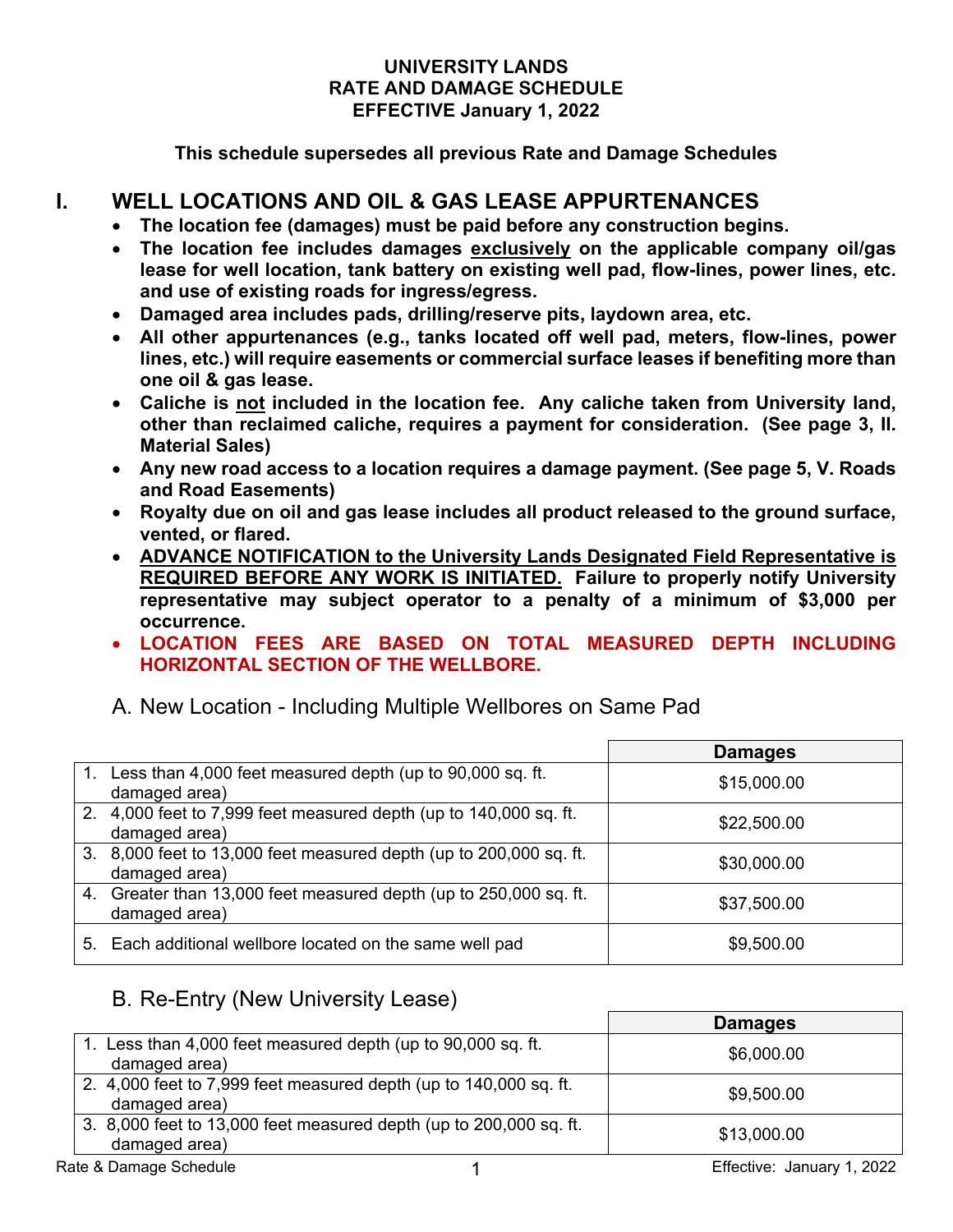**UNIVERSITY LANDS**
**RATE AND DAMAGE SCHEDULE**
**EFFECTIVE January 1, 2022**

**This schedule supersedes all previous Rate and Damage Schedules**

# I. WELL LOCATIONS AND OIL & GAS LEASE APPURTENANCES

- **The location fee (damages) must be paid before any construction begins.**
- **The location fee includes damages <u>exclusively</u> on the applicable company oil/gas lease for well location, tank battery on existing well pad, flow-lines, power lines, etc. and use of existing roads for ingress/egress.**
- **Damaged area includes pads, drilling/reserve pits, laydown area, etc.**
- **All other appurtenances (e.g., tanks located off well pad, meters, flow-lines, power lines, etc.) will require easements or commercial surface leases if benefiting more than one oil & gas lease.**
- **Caliche is <u>not</u> included in the location fee. Any caliche taken from University land, other than reclaimed caliche, requires a payment for consideration. (See page 3, II. Material Sales)**
- **Any new road access to a location requires a damage payment. (See page 5, V. Roads and Road Easements)**
- **Royalty due on oil and gas lease includes all product released to the ground surface, vented, or flared.**
- **<u>ADVANCE NOTIFICATION to the University Lands Designated Field Representative is REQUIRED BEFORE ANY WORK IS INITIATED.</u> Failure to properly notify University representative may subject operator to a penalty of a minimum of $3,000 per occurrence.**
- **LOCATION FEES ARE BASED ON TOTAL MEASURED DEPTH INCLUDING HORIZONTAL SECTION OF THE WELLBORE.**

## A. New Location - Including Multiple Wellbores on Same Pad

| | Damages |
|---|---|
| 1. Less than 4,000 feet measured depth (up to 90,000 sq. ft. damaged area) | $15,000.00 |
| 2. 4,000 feet to 7,999 feet measured depth (up to 140,000 sq. ft. damaged area) | $22,500.00 |
| 3. 8,000 feet to 13,000 feet measured depth (up to 200,000 sq. ft. damaged area) | $30,000.00 |
| 4. Greater than 13,000 feet measured depth (up to 250,000 sq. ft. damaged area) | $37,500.00 |
| 5. Each additional wellbore located on the same well pad | $9,500.00 |

## B. Re-Entry (New University Lease)

| | Damages |
|---|---|
| 1. Less than 4,000 feet measured depth (up to 90,000 sq. ft. damaged area) | $6,000.00 |
| 2. 4,000 feet to 7,999 feet measured depth (up to 140,000 sq. ft. damaged area) | $9,500.00 |
| 3. 8,000 feet to 13,000 feet measured depth (up to 200,000 sq. ft. damaged area) | $13,000.00 |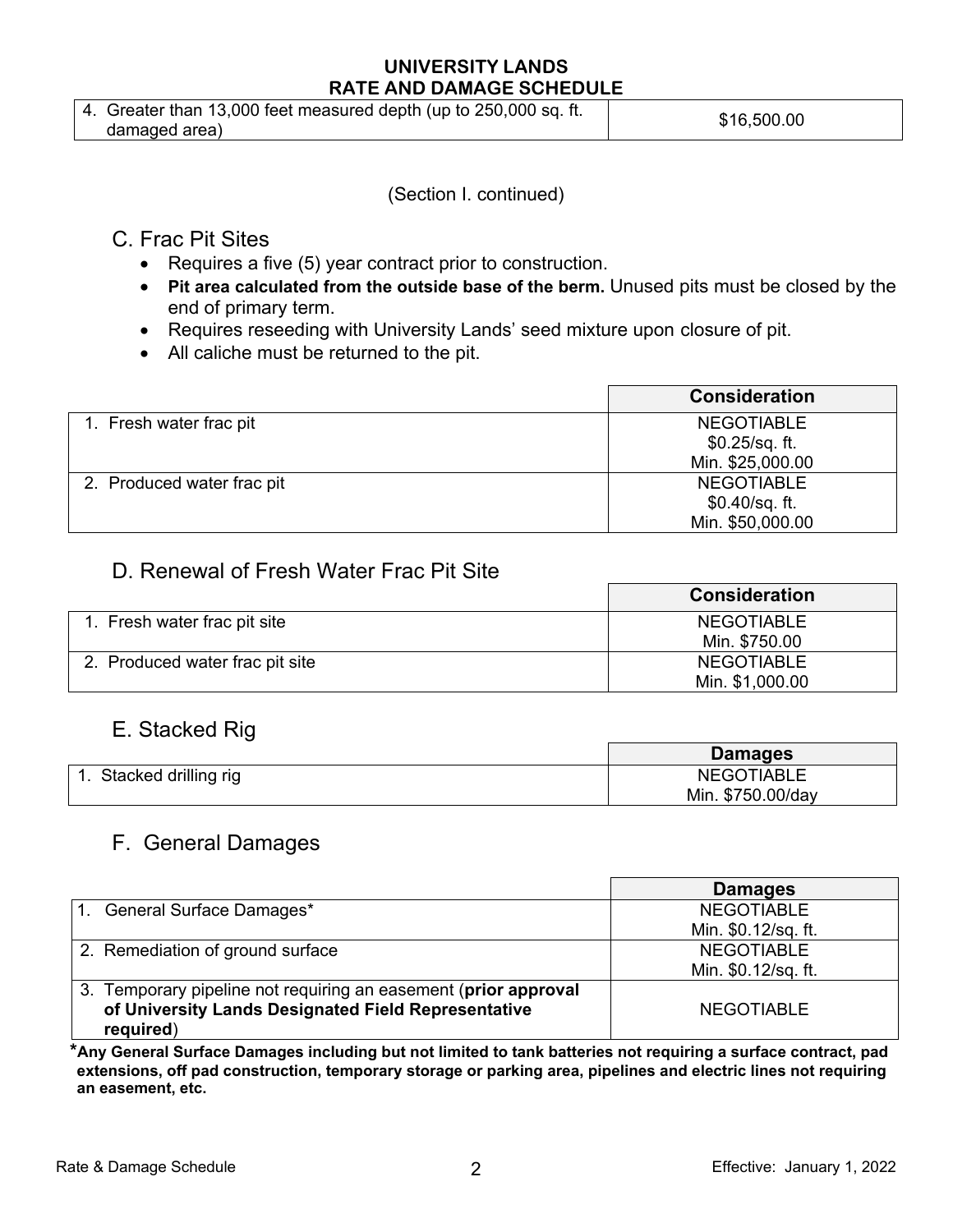| | |
|---|---|
| 4. Greater than 13,000 feet measured depth (up to 250,000 sq. ft. damaged area) | $16,500.00 |

(Section I. continued)

## C. Frac Pit Sites

- Requires a five (5) year contract prior to construction.
- **Pit area calculated from the outside base of the berm.** Unused pits must be closed by the end of primary term.
- Requires reseeding with University Lands' seed mixture upon closure of pit.
- All caliche must be returned to the pit.

| | Consideration |
|---|---|
| 1. Fresh water frac pit | NEGOTIABLE<br>$0.25/sq. ft.<br>Min. $25,000.00 |
| 2. Produced water frac pit | NEGOTIABLE<br>$0.40/sq. ft.<br>Min. $50,000.00 |

## D. Renewal of Fresh Water Frac Pit Site

| | Consideration |
|---|---|
| 1. Fresh water frac pit site | NEGOTIABLE<br>Min. $750.00 |
| 2. Produced water frac pit site | NEGOTIABLE<br>Min. $1,000.00 |

## E. Stacked Rig

| | Damages |
|---|---|
| 1. Stacked drilling rig | NEGOTIABLE<br>Min. $750.00/day |

## F. General Damages

| | Damages |
|---|---|
| 1. General Surface Damages* | NEGOTIABLE<br>Min. $0.12/sq. ft. |
| 2. Remediation of ground surface | NEGOTIABLE<br>Min. $0.12/sq. ft. |
| 3. Temporary pipeline not requiring an easement (**prior approval of University Lands Designated Field Representative required**) | NEGOTIABLE |

***Any General Surface Damages including but not limited to tank batteries not requiring a surface contract, pad extensions, off pad construction, temporary storage or parking area, pipelines and electric lines not requiring an easement, etc.**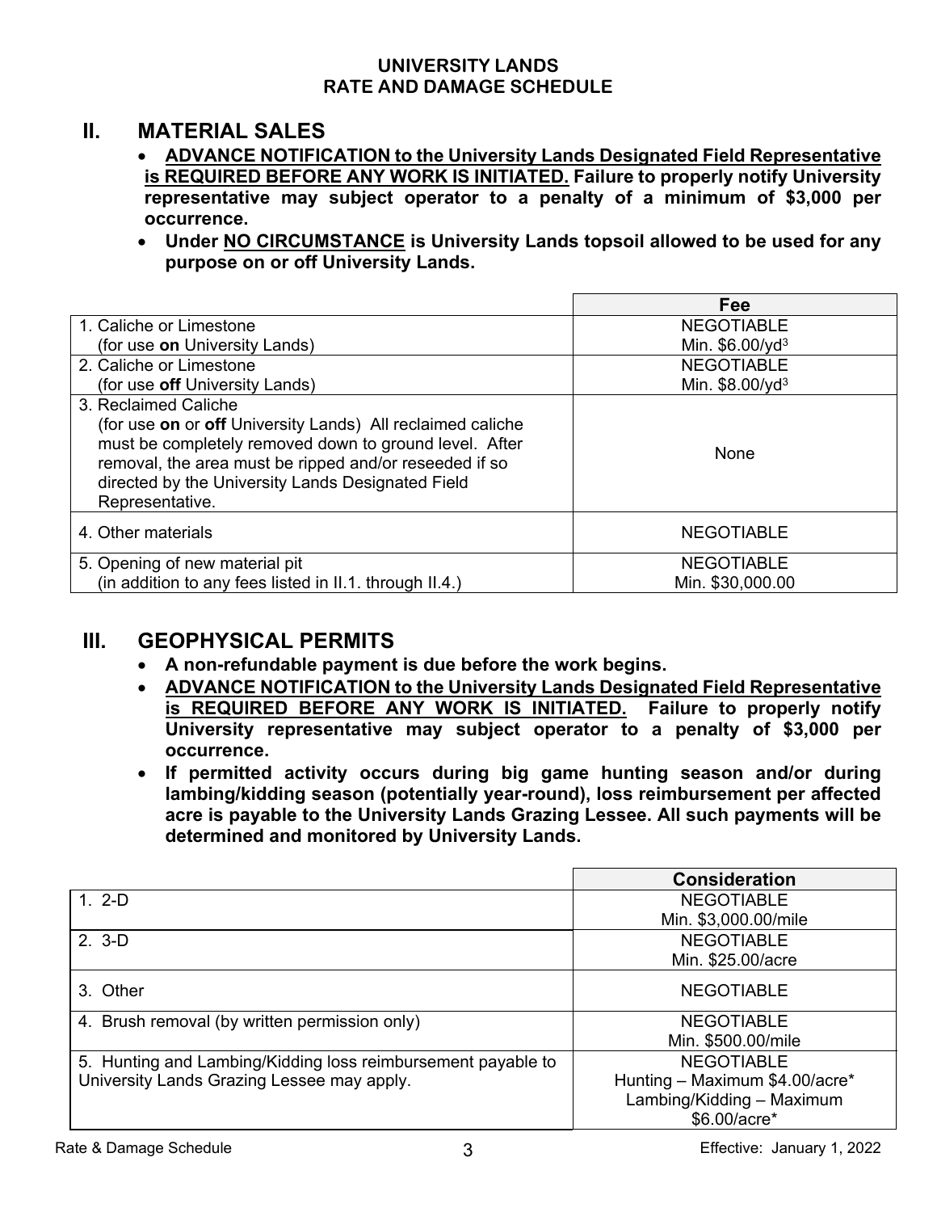**UNIVERSITY LANDS**
**RATE AND DAMAGE SCHEDULE**

## II. MATERIAL SALES

- **ADVANCE NOTIFICATION to the University Lands Designated Field Representative is REQUIRED BEFORE ANY WORK IS INITIATED. Failure to properly notify University representative may subject operator to a penalty of a minimum of $3,000 per occurrence.**
- **Under NO CIRCUMSTANCE is University Lands topsoil allowed to be used for any purpose on or off University Lands.**

| | Fee |
|---|---|
| 1. Caliche or Limestone (for use **on** University Lands) | NEGOTIABLE Min. $6.00/yd$^3$ |
| 2. Caliche or Limestone (for use **off** University Lands) | NEGOTIABLE Min. $8.00/yd$^3$ |
| 3. Reclaimed Caliche (for use **on** or **off** University Lands) All reclaimed caliche must be completely removed down to ground level. After removal, the area must be ripped and/or reseeded if so directed by the University Lands Designated Field Representative. | None |
| 4. Other materials | NEGOTIABLE |
| 5. Opening of new material pit (in addition to any fees listed in II.1. through II.4.) | NEGOTIABLE Min. $30,000.00 |

## III. GEOPHYSICAL PERMITS

- **A non-refundable payment is due before the work begins.**
- **ADVANCE NOTIFICATION to the University Lands Designated Field Representative is REQUIRED BEFORE ANY WORK IS INITIATED. Failure to properly notify University representative may subject operator to a penalty of $3,000 per occurrence.**
- **If permitted activity occurs during big game hunting season and/or during lambing/kidding season (potentially year-round), loss reimbursement per affected acre is payable to the University Lands Grazing Lessee. All such payments will be determined and monitored by University Lands.**

| | Consideration |
|---|---|
| 1. 2-D | NEGOTIABLE Min. $3,000.00/mile |
| 2. 3-D | NEGOTIABLE Min. $25.00/acre |
| 3. Other | NEGOTIABLE |
| 4. Brush removal (by written permission only) | NEGOTIABLE Min. $500.00/mile |
| 5. Hunting and Lambing/Kidding loss reimbursement payable to University Lands Grazing Lessee may apply. | NEGOTIABLE Hunting – Maximum $4.00/acre* Lambing/Kidding – Maximum $6.00/acre* |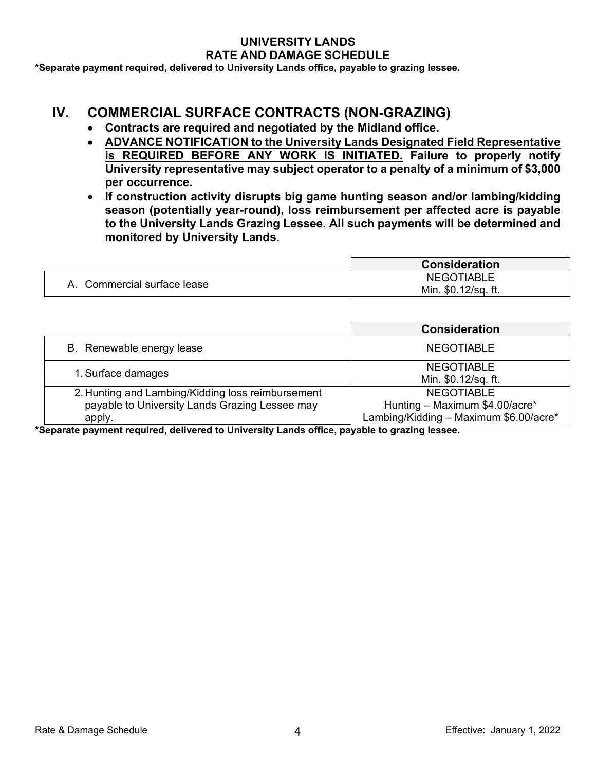# UNIVERSITY LANDS
# RATE AND DAMAGE SCHEDULE

**\*Separate payment required, delivered to University Lands office, payable to grazing lessee.**

## IV. COMMERCIAL SURFACE CONTRACTS (NON-GRAZING)

- **Contracts are required and negotiated by the Midland office.**
- **<u>ADVANCE NOTIFICATION to the University Lands Designated Field Representative is REQUIRED BEFORE ANY WORK IS INITIATED.</u> Failure to properly notify University representative may subject operator to a penalty of a minimum of $3,000 per occurrence.**
- **If construction activity disrupts big game hunting season and/or lambing/kidding season (potentially year-round), loss reimbursement per affected acre is payable to the University Lands Grazing Lessee. All such payments will be determined and monitored by University Lands.**

| | **Consideration** |
|---|---|
| A. Commercial surface lease | NEGOTIABLE<br>Min. $0.12/sq. ft. |

| | **Consideration** |
|---|---|
| B. Renewable energy lease | NEGOTIABLE |
| 1. Surface damages | NEGOTIABLE<br>Min. $0.12/sq. ft. |
| 2. Hunting and Lambing/Kidding loss reimbursement payable to University Lands Grazing Lessee may apply. | NEGOTIABLE<br>Hunting – Maximum $4.00/acre*<br>Lambing/Kidding – Maximum $6.00/acre* |

**\*Separate payment required, delivered to University Lands office, payable to grazing lessee.**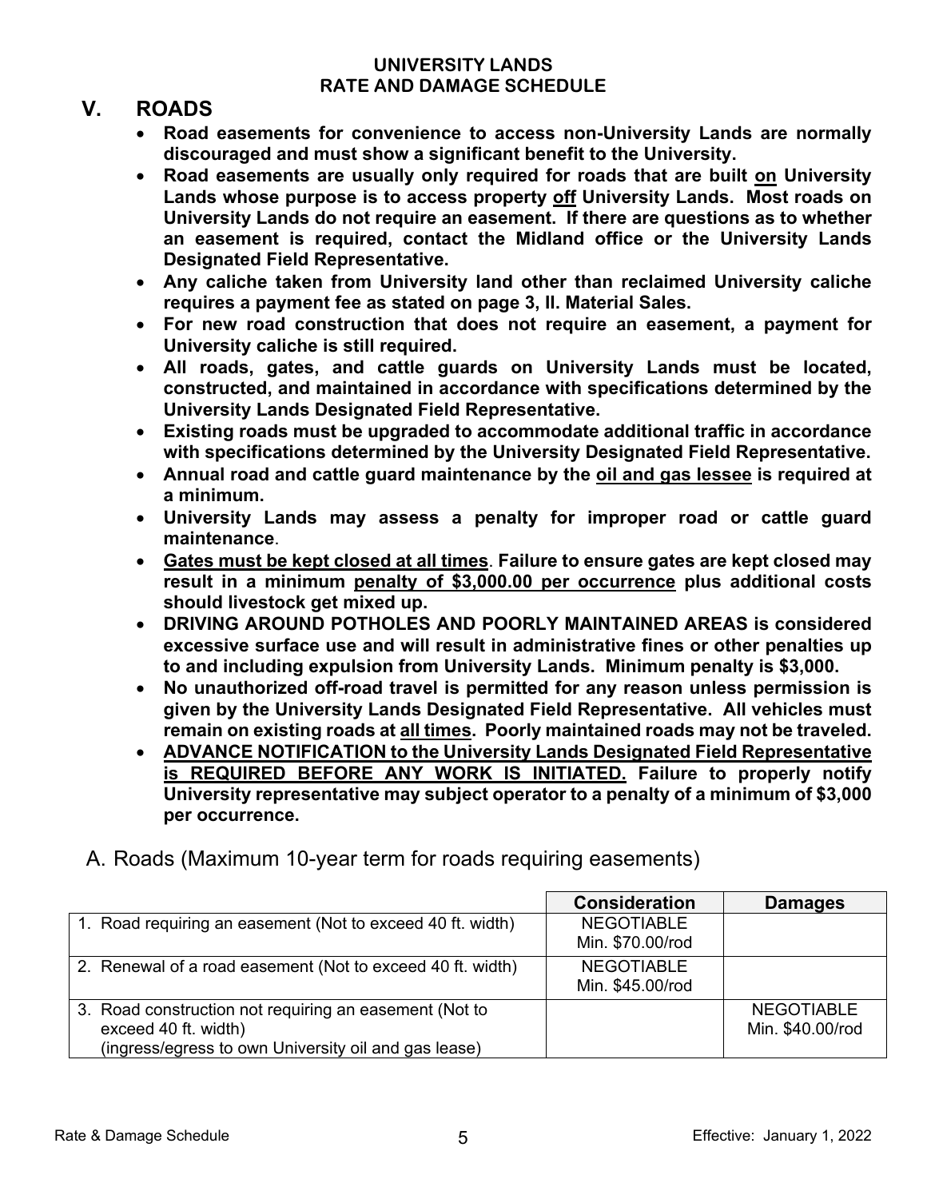**UNIVERSITY LANDS**
**RATE AND DAMAGE SCHEDULE**

## V. ROADS

- **Road easements for convenience to access non-University Lands are normally discouraged and must show a significant benefit to the University.**
- **Road easements are usually only required for roads that are built <u>on</u> University Lands whose purpose is to access property <u>off</u> University Lands. Most roads on University Lands do not require an easement. If there are questions as to whether an easement is required, contact the Midland office or the University Lands Designated Field Representative.**
- **Any caliche taken from University land other than reclaimed University caliche requires a payment fee as stated on page 3, II. Material Sales.**
- **For new road construction that does not require an easement, a payment for University caliche is still required.**
- **All roads, gates, and cattle guards on University Lands must be located, constructed, and maintained in accordance with specifications determined by the University Lands Designated Field Representative.**
- **Existing roads must be upgraded to accommodate additional traffic in accordance with specifications determined by the University Designated Field Representative.**
- **Annual road and cattle guard maintenance by the <u>oil and gas lessee</u> is required at a minimum.**
- **University Lands may assess a penalty for improper road or cattle guard maintenance**.
- **<u>Gates must be kept closed at all times</u>. Failure to ensure gates are kept closed may result in a minimum <u>penalty of $3,000.00 per occurrence</u> plus additional costs should livestock get mixed up.**
- **DRIVING AROUND POTHOLES AND POORLY MAINTAINED AREAS is considered excessive surface use and will result in administrative fines or other penalties up to and including expulsion from University Lands. Minimum penalty is $3,000.**
- **No unauthorized off-road travel is permitted for any reason unless permission is given by the University Lands Designated Field Representative. All vehicles must remain on existing roads at <u>all times</u>. Poorly maintained roads may not be traveled.**
- **<u>ADVANCE NOTIFICATION to the University Lands Designated Field Representative is REQUIRED BEFORE ANY WORK IS INITIATED.</u> Failure to properly notify University representative may subject operator to a penalty of a minimum of $3,000 per occurrence.**

### A. Roads (Maximum 10-year term for roads requiring easements)

| | Consideration | Damages |
|---|---|---|
| 1. Road requiring an easement (Not to exceed 40 ft. width) | NEGOTIABLE Min. $70.00/rod | |
| 2. Renewal of a road easement (Not to exceed 40 ft. width) | NEGOTIABLE Min. $45.00/rod | |
| 3. Road construction not requiring an easement (Not to exceed 40 ft. width) (ingress/egress to own University oil and gas lease) | | NEGOTIABLE Min. $40.00/rod |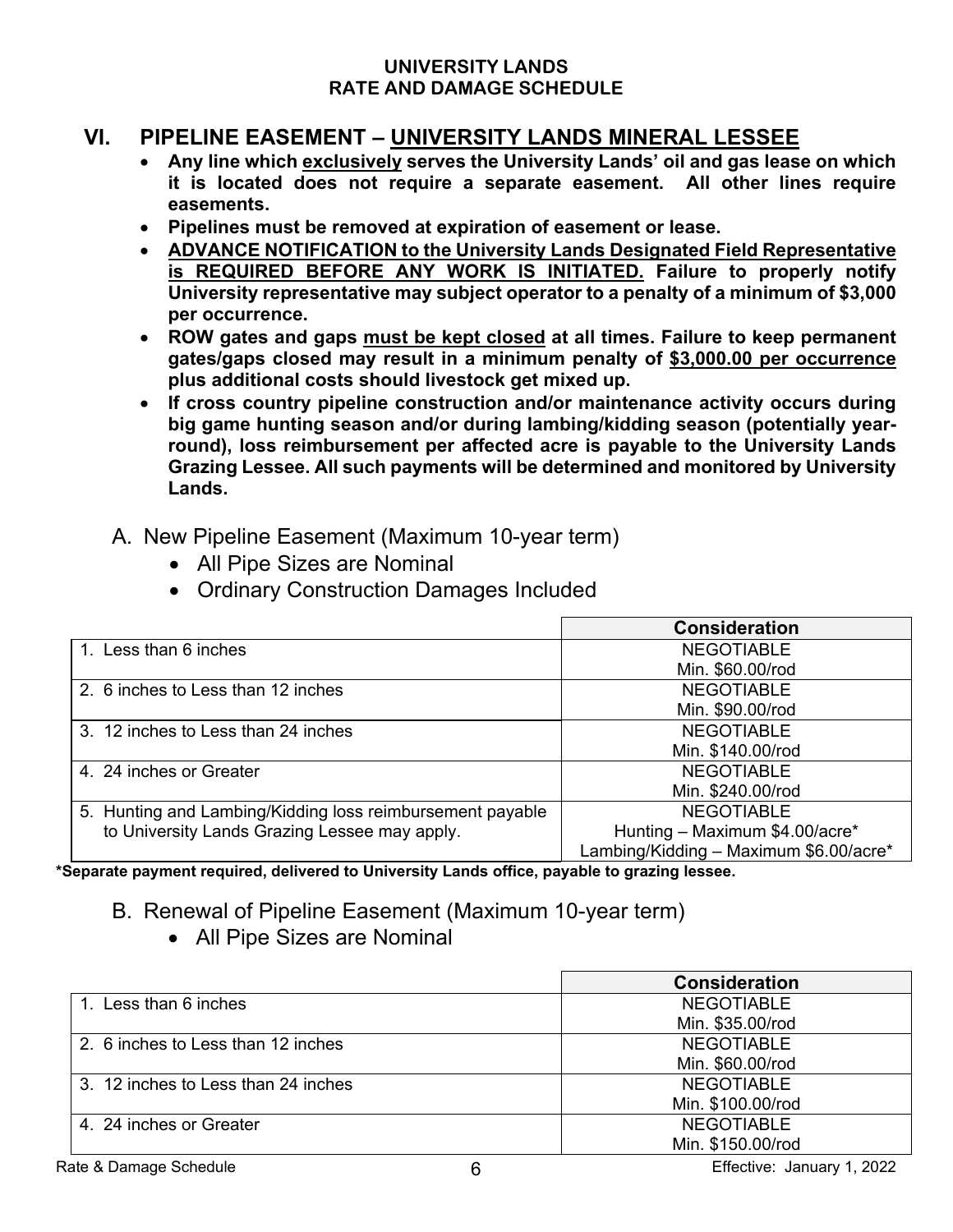**UNIVERSITY LANDS**
**RATE AND DAMAGE SCHEDULE**

## VI. PIPELINE EASEMENT – UNIVERSITY LANDS MINERAL LESSEE

- **Any line which exclusively serves the University Lands' oil and gas lease on which it is located does not require a separate easement. All other lines require easements.**
- **Pipelines must be removed at expiration of easement or lease.**
- **ADVANCE NOTIFICATION to the University Lands Designated Field Representative is REQUIRED BEFORE ANY WORK IS INITIATED. Failure to properly notify University representative may subject operator to a penalty of a minimum of $3,000 per occurrence.**
- **ROW gates and gaps must be kept closed at all times. Failure to keep permanent gates/gaps closed may result in a minimum penalty of $3,000.00 per occurrence plus additional costs should livestock get mixed up.**
- **If cross country pipeline construction and/or maintenance activity occurs during big game hunting season and/or during lambing/kidding season (potentially year-round), loss reimbursement per affected acre is payable to the University Lands Grazing Lessee. All such payments will be determined and monitored by University Lands.**

### A. New Pipeline Easement (Maximum 10-year term)

- All Pipe Sizes are Nominal
- Ordinary Construction Damages Included

| | Consideration |
|---|---|
| 1. Less than 6 inches | NEGOTIABLE<br>Min. $60.00/rod |
| 2. 6 inches to Less than 12 inches | NEGOTIABLE<br>Min. $90.00/rod |
| 3. 12 inches to Less than 24 inches | NEGOTIABLE<br>Min. $140.00/rod |
| 4. 24 inches or Greater | NEGOTIABLE<br>Min. $240.00/rod |
| 5. Hunting and Lambing/Kidding loss reimbursement payable to University Lands Grazing Lessee may apply. | NEGOTIABLE<br>Hunting – Maximum $4.00/acre*<br>Lambing/Kidding – Maximum $6.00/acre* |

**\*Separate payment required, delivered to University Lands office, payable to grazing lessee.**

### B. Renewal of Pipeline Easement (Maximum 10-year term)

- All Pipe Sizes are Nominal

| | Consideration |
|---|---|
| 1. Less than 6 inches | NEGOTIABLE<br>Min. $35.00/rod |
| 2. 6 inches to Less than 12 inches | NEGOTIABLE<br>Min. $60.00/rod |
| 3. 12 inches to Less than 24 inches | NEGOTIABLE<br>Min. $100.00/rod |
| 4. 24 inches or Greater | NEGOTIABLE<br>Min. $150.00/rod |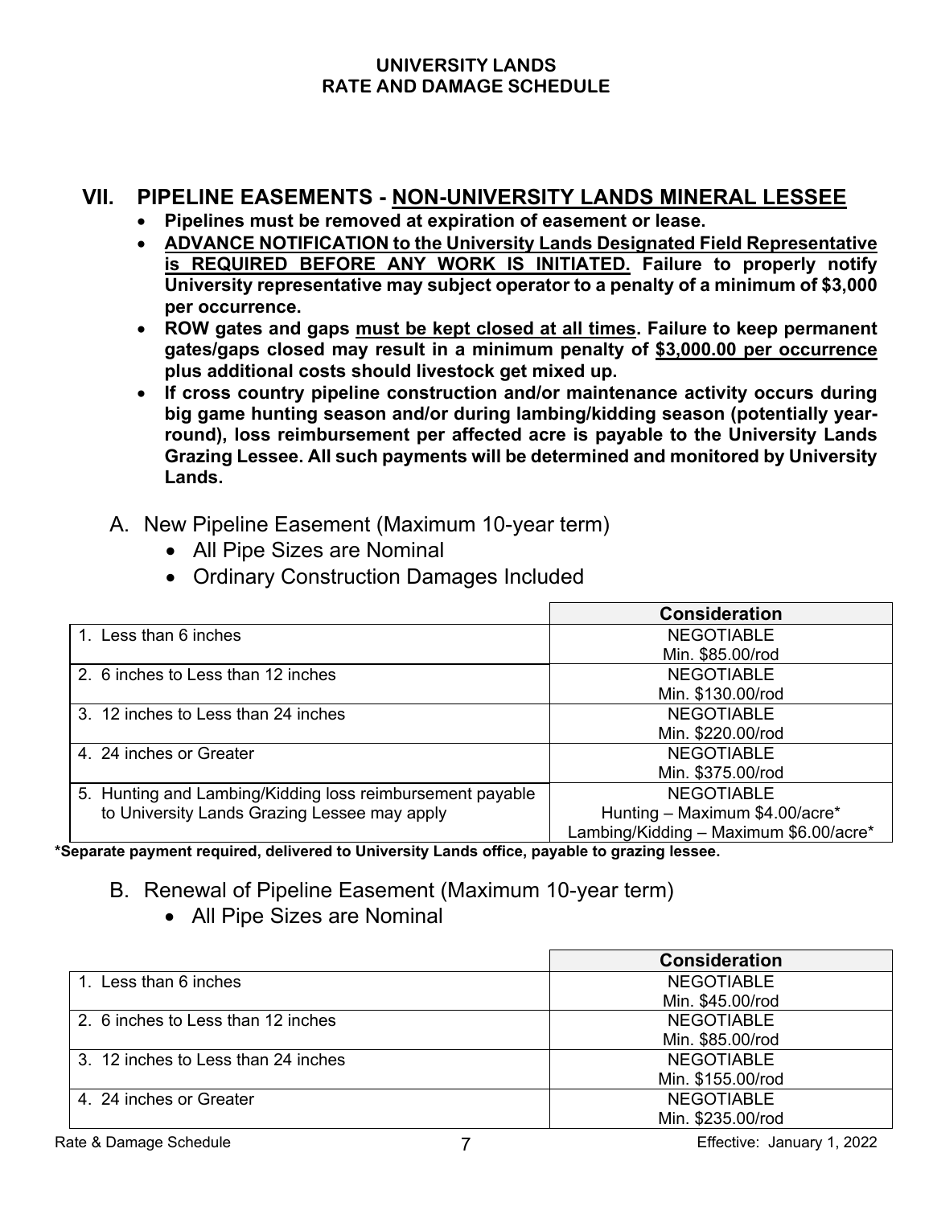## VII. PIPELINE EASEMENTS - NON-UNIVERSITY LANDS MINERAL LESSEE

- **Pipelines must be removed at expiration of easement or lease.**
- **ADVANCE NOTIFICATION to the University Lands Designated Field Representative is REQUIRED BEFORE ANY WORK IS INITIATED. Failure to properly notify University representative may subject operator to a penalty of a minimum of $3,000 per occurrence.**
- **ROW gates and gaps must be kept closed at all times. Failure to keep permanent gates/gaps closed may result in a minimum penalty of $3,000.00 per occurrence plus additional costs should livestock get mixed up.**
- **If cross country pipeline construction and/or maintenance activity occurs during big game hunting season and/or during lambing/kidding season (potentially year-round), loss reimbursement per affected acre is payable to the University Lands Grazing Lessee. All such payments will be determined and monitored by University Lands.**

### A. New Pipeline Easement (Maximum 10-year term)

- All Pipe Sizes are Nominal
- Ordinary Construction Damages Included

| | Consideration |
|---|---|
| 1. Less than 6 inches | NEGOTIABLE<br>Min. $85.00/rod |
| 2. 6 inches to Less than 12 inches | NEGOTIABLE<br>Min. $130.00/rod |
| 3. 12 inches to Less than 24 inches | NEGOTIABLE<br>Min. $220.00/rod |
| 4. 24 inches or Greater | NEGOTIABLE<br>Min. $375.00/rod |
| 5. Hunting and Lambing/Kidding loss reimbursement payable to University Lands Grazing Lessee may apply | NEGOTIABLE<br>Hunting – Maximum $4.00/acre*<br>Lambing/Kidding – Maximum $6.00/acre* |

**\*Separate payment required, delivered to University Lands office, payable to grazing lessee.**

### B. Renewal of Pipeline Easement (Maximum 10-year term)

- All Pipe Sizes are Nominal

| | Consideration |
|---|---|
| 1. Less than 6 inches | NEGOTIABLE<br>Min. $45.00/rod |
| 2. 6 inches to Less than 12 inches | NEGOTIABLE<br>Min. $85.00/rod |
| 3. 12 inches to Less than 24 inches | NEGOTIABLE<br>Min. $155.00/rod |
| 4. 24 inches or Greater | NEGOTIABLE<br>Min. $235.00/rod |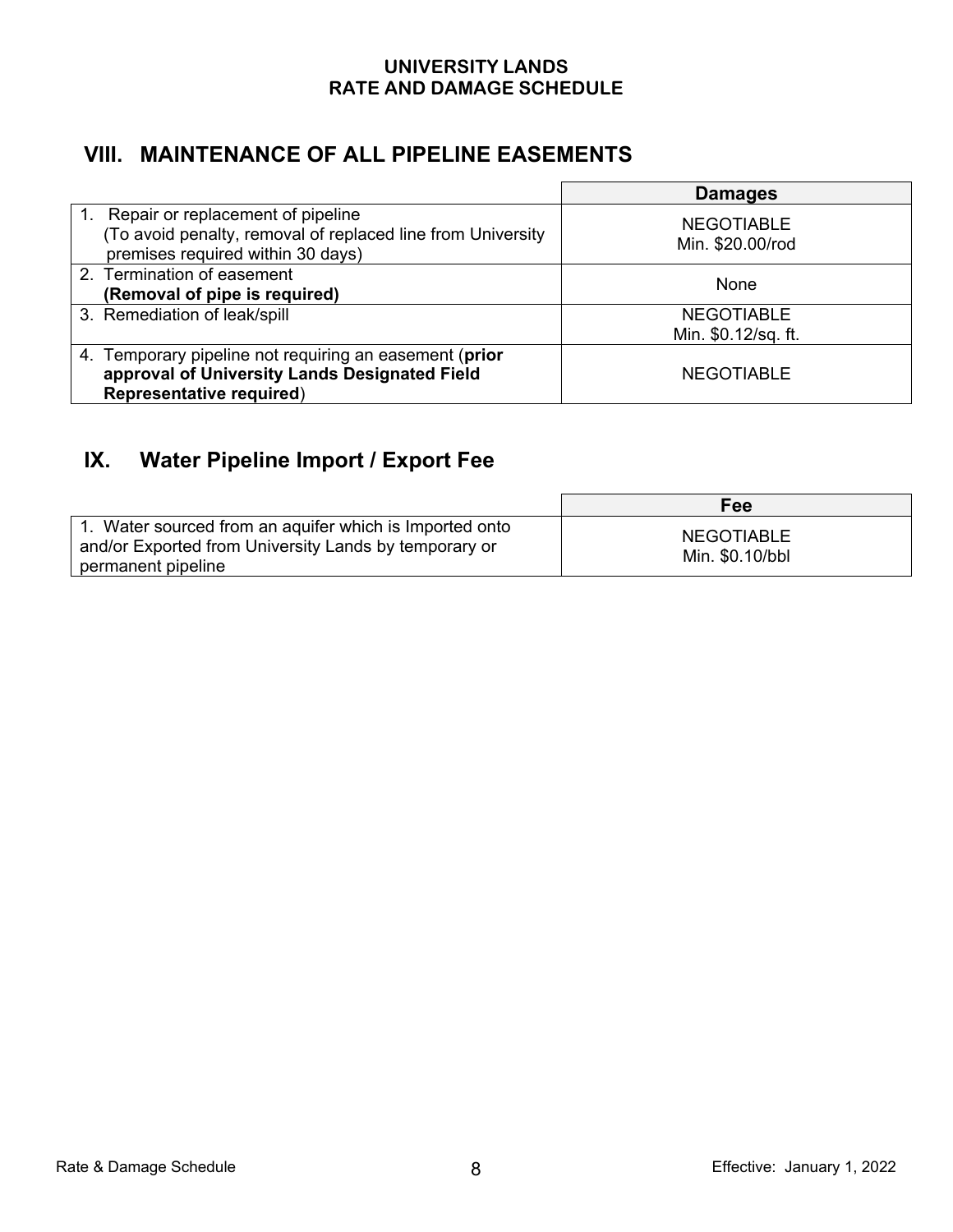# UNIVERSITY LANDS
# RATE AND DAMAGE SCHEDULE

## VIII. MAINTENANCE OF ALL PIPELINE EASEMENTS

| | Damages |
|---|---|
| 1. Repair or replacement of pipeline (To avoid penalty, removal of replaced line from University premises required within 30 days) | NEGOTIABLE Min. $20.00/rod |
| 2. Termination of easement **(Removal of pipe is required)** | None |
| 3. Remediation of leak/spill | NEGOTIABLE Min. $0.12/sq. ft. |
| 4. Temporary pipeline not requiring an easement (**prior approval of University Lands Designated Field Representative required**) | NEGOTIABLE |

## IX. Water Pipeline Import / Export Fee

| | Fee |
|---|---|
| 1. Water sourced from an aquifer which is Imported onto and/or Exported from University Lands by temporary or permanent pipeline | NEGOTIABLE Min. $0.10/bbl |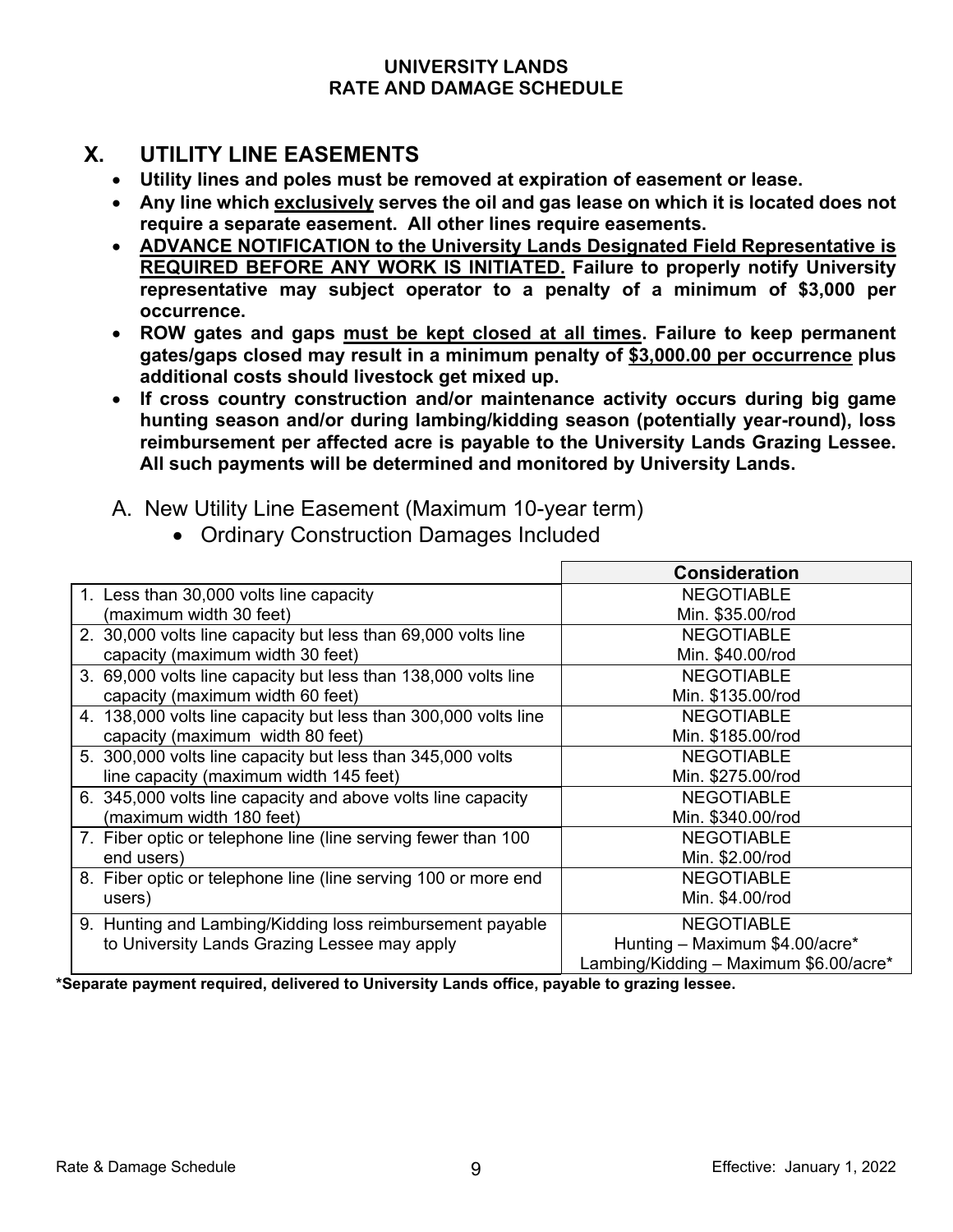## X. UTILITY LINE EASEMENTS

- **Utility lines and poles must be removed at expiration of easement or lease.**
- **Any line which <u>exclusively</u> serves the oil and gas lease on which it is located does not require a separate easement. All other lines require easements.**
- **<u>ADVANCE NOTIFICATION to the University Lands Designated Field Representative is REQUIRED BEFORE ANY WORK IS INITIATED.</u> Failure to properly notify University representative may subject operator to a penalty of a minimum of \$3,000 per occurrence.**
- **ROW gates and gaps <u>must be kept closed at all times</u>. Failure to keep permanent gates/gaps closed may result in a minimum penalty of <u>\$3,000.00 per occurrence</u> plus additional costs should livestock get mixed up.**
- **If cross country construction and/or maintenance activity occurs during big game hunting season and/or during lambing/kidding season (potentially year-round), loss reimbursement per affected acre is payable to the University Lands Grazing Lessee. All such payments will be determined and monitored by University Lands.**

A. New Utility Line Easement (Maximum 10-year term)

- Ordinary Construction Damages Included

| | Consideration |
|---|---|
| 1. Less than 30,000 volts line capacity (maximum width 30 feet) | NEGOTIABLE<br>Min. \$35.00/rod |
| 2. 30,000 volts line capacity but less than 69,000 volts line capacity (maximum width 30 feet) | NEGOTIABLE<br>Min. \$40.00/rod |
| 3. 69,000 volts line capacity but less than 138,000 volts line capacity (maximum width 60 feet) | NEGOTIABLE<br>Min. \$135.00/rod |
| 4. 138,000 volts line capacity but less than 300,000 volts line capacity (maximum width 80 feet) | NEGOTIABLE<br>Min. \$185.00/rod |
| 5. 300,000 volts line capacity but less than 345,000 volts line capacity (maximum width 145 feet) | NEGOTIABLE<br>Min. \$275.00/rod |
| 6. 345,000 volts line capacity and above volts line capacity (maximum width 180 feet) | NEGOTIABLE<br>Min. \$340.00/rod |
| 7. Fiber optic or telephone line (line serving fewer than 100 end users) | NEGOTIABLE<br>Min. \$2.00/rod |
| 8. Fiber optic or telephone line (line serving 100 or more end users) | NEGOTIABLE<br>Min. \$4.00/rod |
| 9. Hunting and Lambing/Kidding loss reimbursement payable to University Lands Grazing Lessee may apply | NEGOTIABLE<br>Hunting – Maximum \$4.00/acre*<br>Lambing/Kidding – Maximum \$6.00/acre* |

**\*Separate payment required, delivered to University Lands office, payable to grazing lessee.**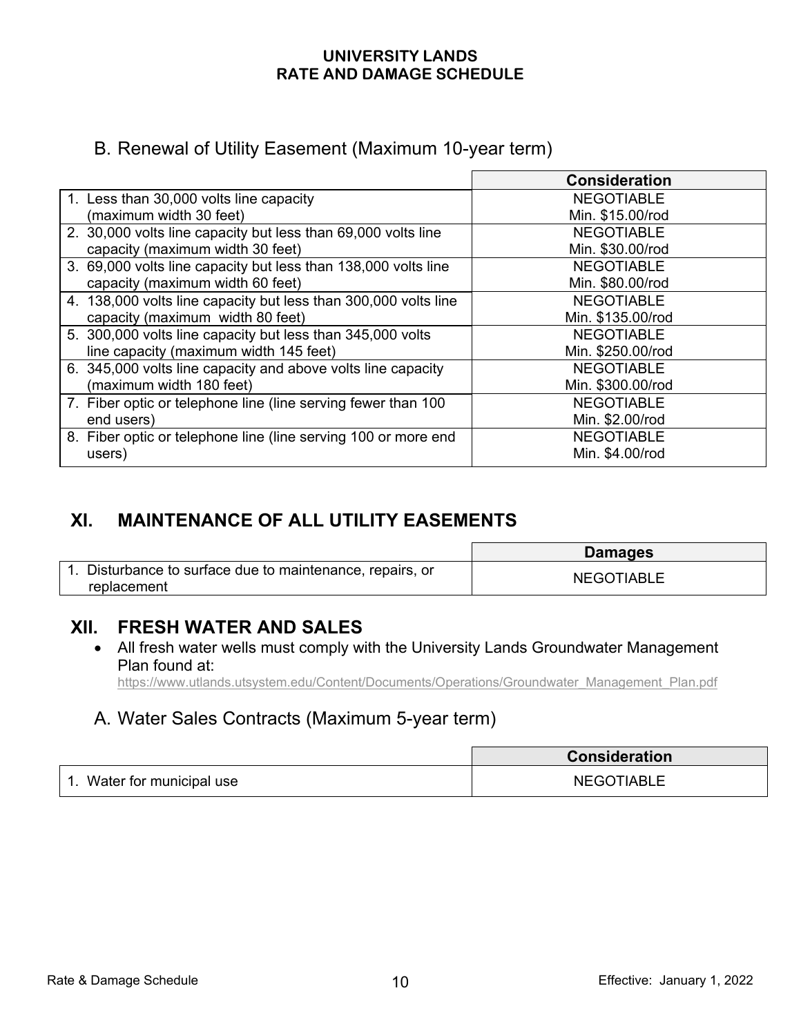## B. Renewal of Utility Easement (Maximum 10-year term)

| | Consideration |
|---|---|
| 1. Less than 30,000 volts line capacity (maximum width 30 feet) | NEGOTIABLE Min. $15.00/rod |
| 2. 30,000 volts line capacity but less than 69,000 volts line capacity (maximum width 30 feet) | NEGOTIABLE Min. $30.00/rod |
| 3. 69,000 volts line capacity but less than 138,000 volts line capacity (maximum width 60 feet) | NEGOTIABLE Min. $80.00/rod |
| 4. 138,000 volts line capacity but less than 300,000 volts line capacity (maximum width 80 feet) | NEGOTIABLE Min. $135.00/rod |
| 5. 300,000 volts line capacity but less than 345,000 volts line capacity (maximum width 145 feet) | NEGOTIABLE Min. $250.00/rod |
| 6. 345,000 volts line capacity and above volts line capacity (maximum width 180 feet) | NEGOTIABLE Min. $300.00/rod |
| 7. Fiber optic or telephone line (line serving fewer than 100 end users) | NEGOTIABLE Min. $2.00/rod |
| 8. Fiber optic or telephone line (line serving 100 or more end users) | NEGOTIABLE Min. $4.00/rod |

# XI. MAINTENANCE OF ALL UTILITY EASEMENTS

| | Damages |
|---|---|
| 1. Disturbance to surface due to maintenance, repairs, or replacement | NEGOTIABLE |

# XII. FRESH WATER AND SALES

- All fresh water wells must comply with the University Lands Groundwater Management Plan found at: https://www.utlands.utsystem.edu/Content/Documents/Operations/Groundwater_Management_Plan.pdf

## A. Water Sales Contracts (Maximum 5-year term)

| | Consideration |
|---|---|
| 1. Water for municipal use | NEGOTIABLE |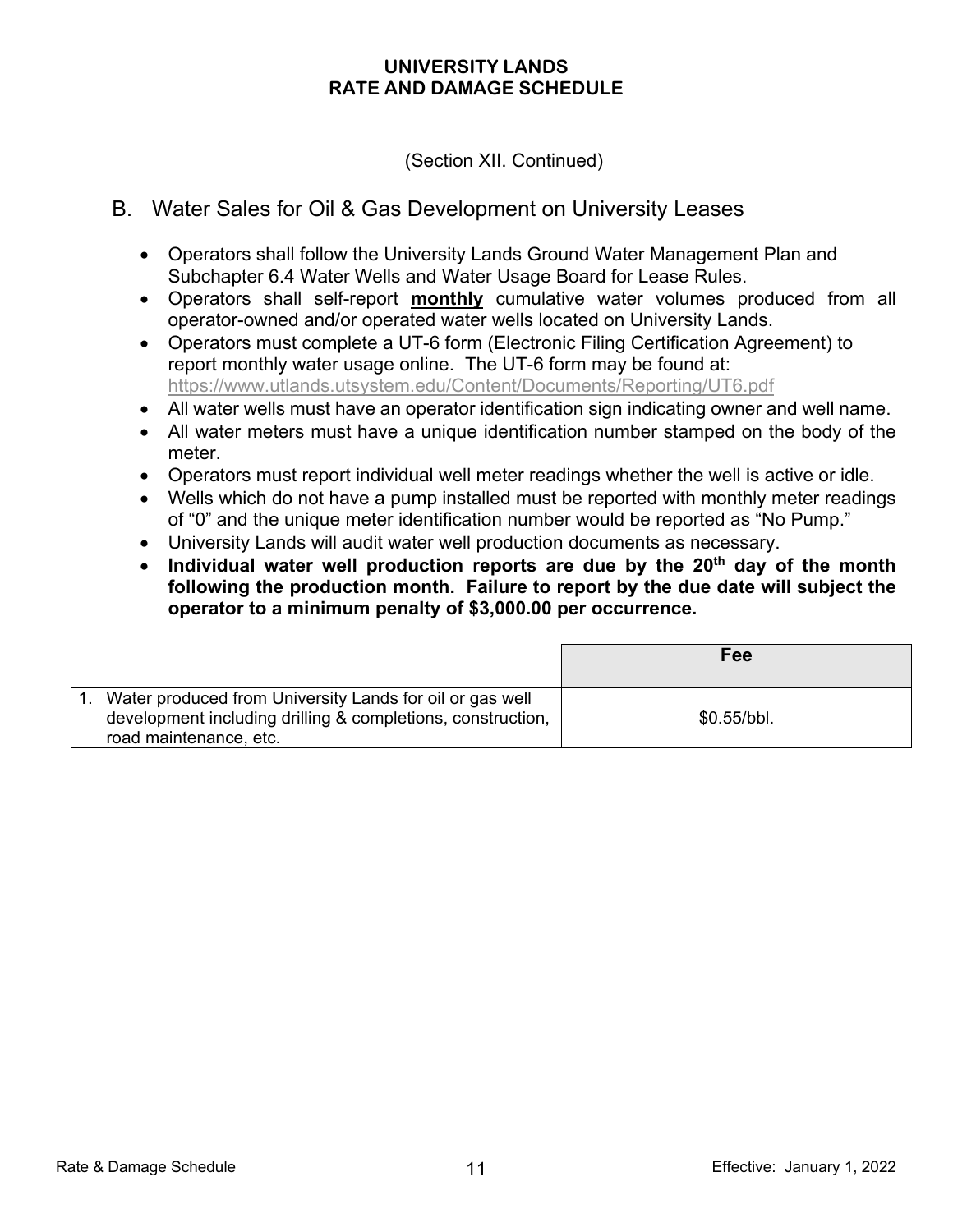(Section XII. Continued)

## B. Water Sales for Oil & Gas Development on University Leases

- Operators shall follow the University Lands Ground Water Management Plan and Subchapter 6.4 Water Wells and Water Usage Board for Lease Rules.
- Operators shall self-report **monthly** cumulative water volumes produced from all operator-owned and/or operated water wells located on University Lands.
- Operators must complete a UT-6 form (Electronic Filing Certification Agreement) to report monthly water usage online. The UT-6 form may be found at: https://www.utlands.utsystem.edu/Content/Documents/Reporting/UT6.pdf
- All water wells must have an operator identification sign indicating owner and well name.
- All water meters must have a unique identification number stamped on the body of the meter.
- Operators must report individual well meter readings whether the well is active or idle.
- Wells which do not have a pump installed must be reported with monthly meter readings of "0" and the unique meter identification number would be reported as "No Pump."
- University Lands will audit water well production documents as necessary.
- **Individual water well production reports are due by the 20th day of the month following the production month. Failure to report by the due date will subject the operator to a minimum penalty of $3,000.00 per occurrence.**

| | Fee |
|---|---|
| 1. Water produced from University Lands for oil or gas well development including drilling & completions, construction, road maintenance, etc. | $0.55/bbl. |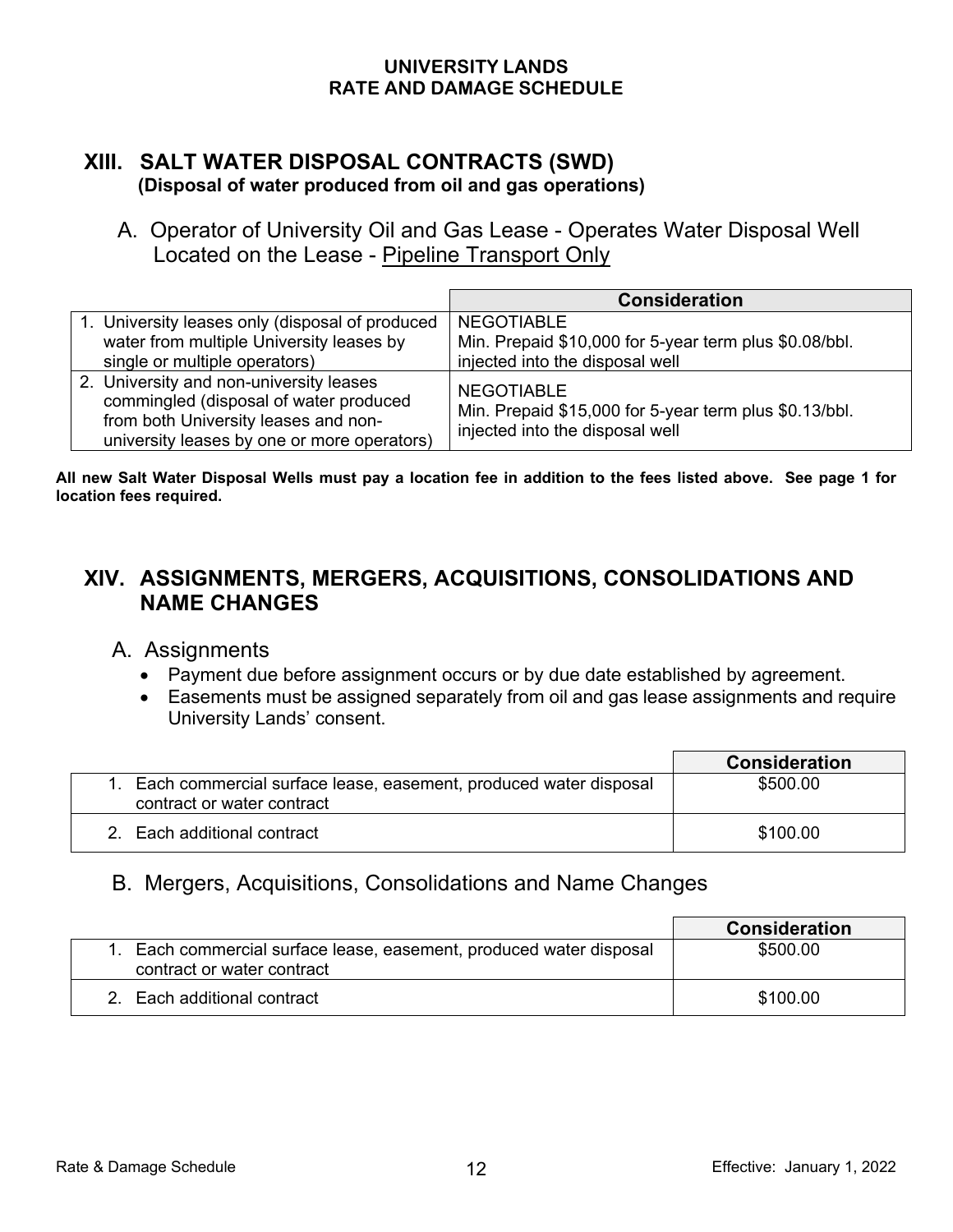# UNIVERSITY LANDS
# RATE AND DAMAGE SCHEDULE

## XIII. SALT WATER DISPOSAL CONTRACTS (SWD)
**(Disposal of water produced from oil and gas operations)**

### A. Operator of University Oil and Gas Lease - Operates Water Disposal Well Located on the Lease - Pipeline Transport Only

| | Consideration |
|---|---|
| 1. University leases only (disposal of produced water from multiple University leases by single or multiple operators) | NEGOTIABLE<br>Min. Prepaid $10,000 for 5-year term plus $0.08/bbl. injected into the disposal well |
| 2. University and non-university leases commingled (disposal of water produced from both University leases and non-university leases by one or more operators) | NEGOTIABLE<br>Min. Prepaid $15,000 for 5-year term plus $0.13/bbl. injected into the disposal well |

**All new Salt Water Disposal Wells must pay a location fee in addition to the fees listed above. See page 1 for location fees required.**

## XIV. ASSIGNMENTS, MERGERS, ACQUISITIONS, CONSOLIDATIONS AND NAME CHANGES

### A. Assignments

- Payment due before assignment occurs or by due date established by agreement.
- Easements must be assigned separately from oil and gas lease assignments and require University Lands' consent.

| | Consideration |
|---|---|
| 1. Each commercial surface lease, easement, produced water disposal contract or water contract | $500.00 |
| 2. Each additional contract | $100.00 |

### B. Mergers, Acquisitions, Consolidations and Name Changes

| | Consideration |
|---|---|
| 1. Each commercial surface lease, easement, produced water disposal contract or water contract | $500.00 |
| 2. Each additional contract | $100.00 |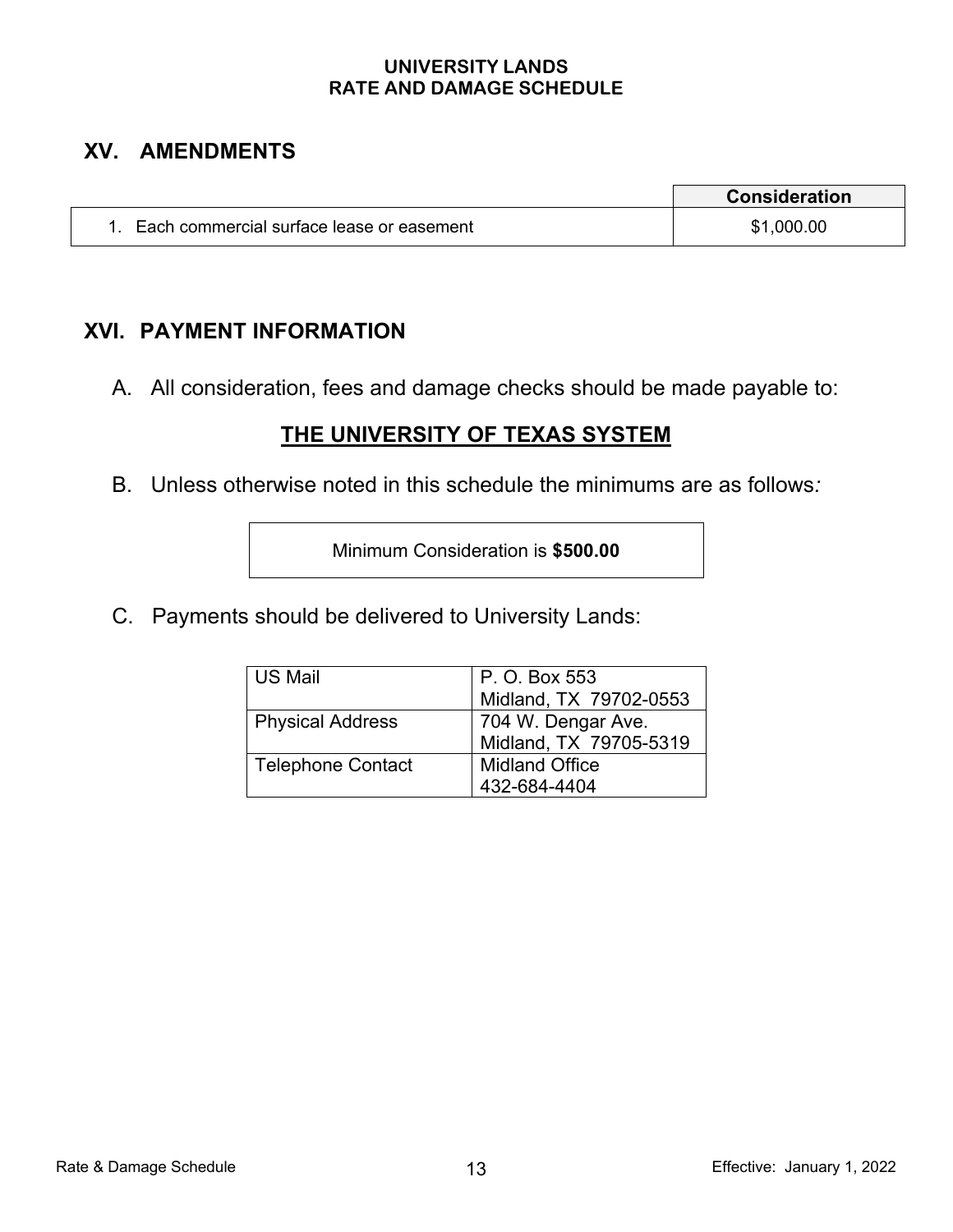## XV. AMENDMENTS

| | Consideration |
|---|---|
| 1. Each commercial surface lease or easement | $1,000.00 |

## XVI. PAYMENT INFORMATION

A. All consideration, fees and damage checks should be made payable to:

**THE UNIVERSITY OF TEXAS SYSTEM**

B. Unless otherwise noted in this schedule the minimums are as follows:

Minimum Consideration is **$500.00**

C. Payments should be delivered to University Lands:

| | |
|---|---|
| US Mail | P. O. Box 553<br>Midland, TX 79702-0553 |
| Physical Address | 704 W. Dengar Ave.<br>Midland, TX 79705-5319 |
| Telephone Contact | Midland Office<br>432-684-4404 |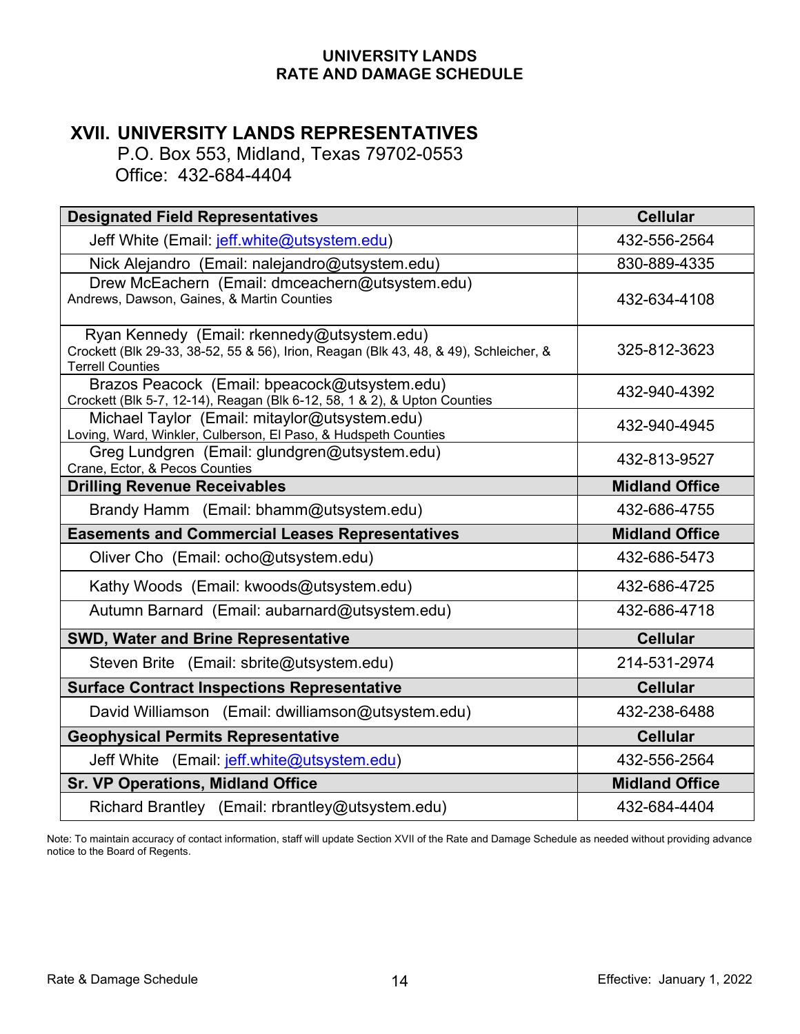## XVII. UNIVERSITY LANDS REPRESENTATIVES

P.O. Box 553, Midland, Texas 79702-0553
Office: 432-684-4404

| Designated Field Representatives | Cellular |
|---|---|
| Jeff White (Email: jeff.white@utsystem.edu) | 432-556-2564 |
| Nick Alejandro (Email: nalejandro@utsystem.edu) | 830-889-4335 |
| Drew McEachern (Email: dmceachern@utsystem.edu)<br>Andrews, Dawson, Gaines, & Martin Counties | 432-634-4108 |
| Ryan Kennedy (Email: rkennedy@utsystem.edu)<br>Crockett (Blk 29-33, 38-52, 55 & 56), Irion, Reagan (Blk 43, 48, & 49), Schleicher, & Terrell Counties | 325-812-3623 |
| Brazos Peacock (Email: bpeacock@utsystem.edu)<br>Crockett (Blk 5-7, 12-14), Reagan (Blk 6-12, 58, 1 & 2), & Upton Counties | 432-940-4392 |
| Michael Taylor (Email: mitaylor@utsystem.edu)<br>Loving, Ward, Winkler, Culberson, El Paso, & Hudspeth Counties | 432-940-4945 |
| Greg Lundgren (Email: glundgren@utsystem.edu)<br>Crane, Ector, & Pecos Counties | 432-813-9527 |
| **Drilling Revenue Receivables** | **Midland Office** |
| Brandy Hamm (Email: bhamm@utsystem.edu) | 432-686-4755 |
| **Easements and Commercial Leases Representatives** | **Midland Office** |
| Oliver Cho (Email: ocho@utsystem.edu) | 432-686-5473 |
| Kathy Woods (Email: kwoods@utsystem.edu) | 432-686-4725 |
| Autumn Barnard (Email: aubarnard@utsystem.edu) | 432-686-4718 |
| **SWD, Water and Brine Representative** | **Cellular** |
| Steven Brite (Email: sbrite@utsystem.edu) | 214-531-2974 |
| **Surface Contract Inspections Representative** | **Cellular** |
| David Williamson (Email: dwilliamson@utsystem.edu) | 432-238-6488 |
| **Geophysical Permits Representative** | **Cellular** |
| Jeff White (Email: jeff.white@utsystem.edu) | 432-556-2564 |
| **Sr. VP Operations, Midland Office** | **Midland Office** |
| Richard Brantley (Email: rbrantley@utsystem.edu) | 432-684-4404 |

Note: To maintain accuracy of contact information, staff will update Section XVII of the Rate and Damage Schedule as needed without providing advance notice to the Board of Regents.